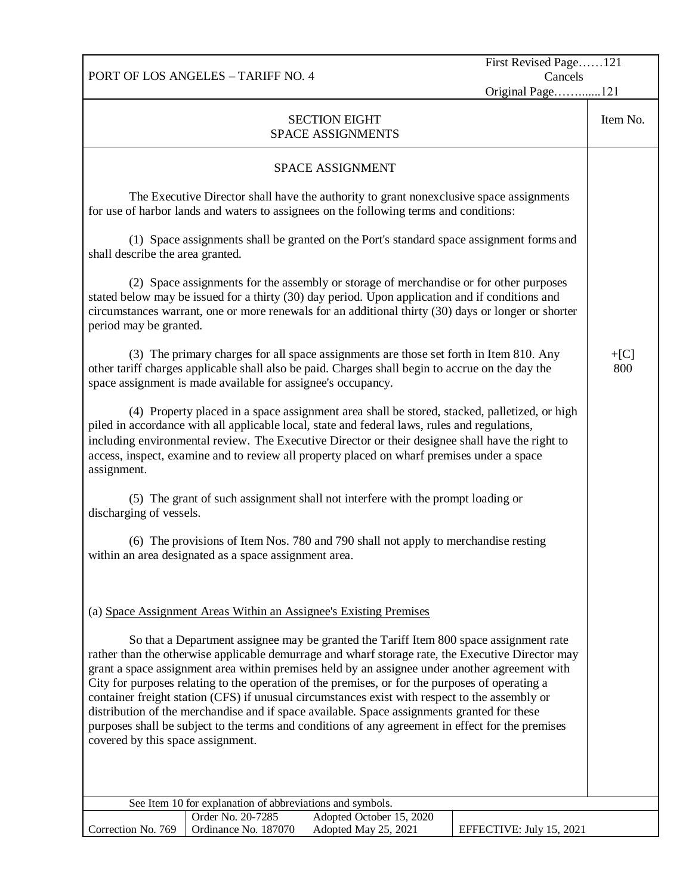## SECTION EIGHT
## SPACE ASSIGNMENTS

Item No. +[C] 800

### SPACE ASSIGNMENT

The Executive Director shall have the authority to grant nonexclusive space assignments for use of harbor lands and waters to assignees on the following terms and conditions:

(1) Space assignments shall be granted on the Port's standard space assignment forms and shall describe the area granted.

(2) Space assignments for the assembly or storage of merchandise or for other purposes stated below may be issued for a thirty (30) day period. Upon application and if conditions and circumstances warrant, one or more renewals for an additional thirty (30) days or longer or shorter period may be granted.

(3) The primary charges for all space assignments are those set forth in Item 810. Any other tariff charges applicable shall also be paid. Charges shall begin to accrue on the day the space assignment is made available for assignee's occupancy.

(4) Property placed in a space assignment area shall be stored, stacked, palletized, or high piled in accordance with all applicable local, state and federal laws, rules and regulations, including environmental review. The Executive Director or their designee shall have the right to access, inspect, examine and to review all property placed on wharf premises under a space assignment.

(5) The grant of such assignment shall not interfere with the prompt loading or discharging of vessels.

(6) The provisions of Item Nos. 780 and 790 shall not apply to merchandise resting within an area designated as a space assignment area.

(a) Space Assignment Areas Within an Assignee's Existing Premises

So that a Department assignee may be granted the Tariff Item 800 space assignment rate rather than the otherwise applicable demurrage and wharf storage rate, the Executive Director may grant a space assignment area within premises held by an assignee under another agreement with City for purposes relating to the operation of the premises, or for the purposes of operating a container freight station (CFS) if unusual circumstances exist with respect to the assembly or distribution of the merchandise and if space available. Space assignments granted for these purposes shall be subject to the terms and conditions of any agreement in effect for the premises covered by this space assignment.

See Item 10 for explanation of abbreviations and symbols.

| Correction No. 769 | Order No. 20-7285<br>Ordinance No. 187070 | Adopted October 15, 2020<br>Adopted May 25, 2021 | EFFECTIVE: July 15, 2021 |
|---|---|---|---|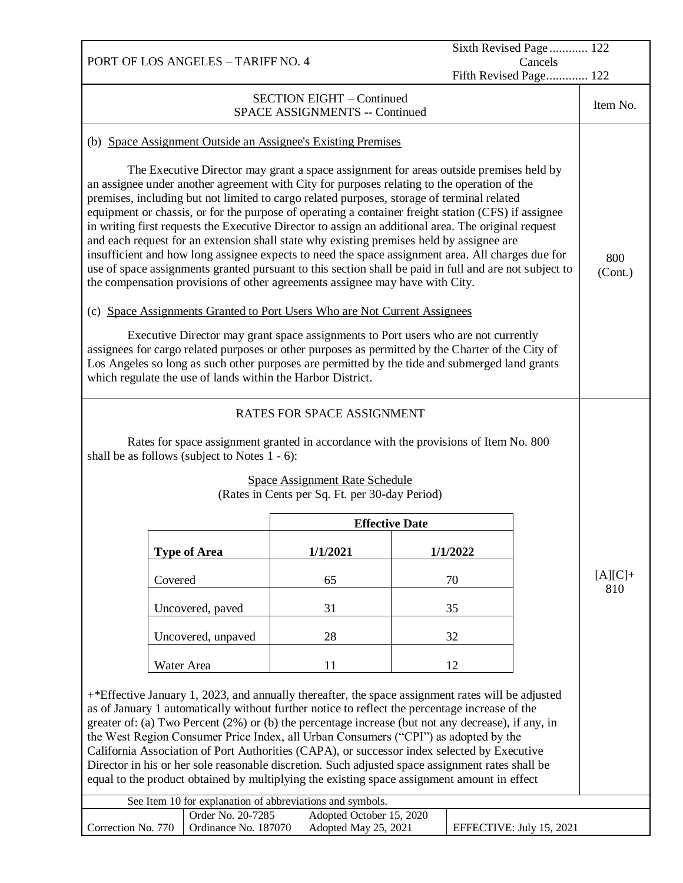## SECTION EIGHT – Continued
## SPACE ASSIGNMENTS -- Continued

**Item No. 800 (Cont.)**

(b) Space Assignment Outside an Assignee's Existing Premises

The Executive Director may grant a space assignment for areas outside premises held by an assignee under another agreement with City for purposes relating to the operation of the premises, including but not limited to cargo related purposes, storage of terminal related equipment or chassis, or for the purpose of operating a container freight station (CFS) if assignee in writing first requests the Executive Director to assign an additional area. The original request and each request for an extension shall state why existing premises held by assignee are insufficient and how long assignee expects to need the space assignment area. All charges due for use of space assignments granted pursuant to this section shall be paid in full and are not subject to the compensation provisions of other agreements assignee may have with City.

(c) Space Assignments Granted to Port Users Who are Not Current Assignees

Executive Director may grant space assignments to Port users who are not currently assignees for cargo related purposes or other purposes as permitted by the Charter of the City of Los Angeles so long as such other purposes are permitted by the tide and submerged land grants which regulate the use of lands within the Harbor District.

**Item No. [A][C]+ 810**

### RATES FOR SPACE ASSIGNMENT

Rates for space assignment granted in accordance with the provisions of Item No. 800 shall be as follows (subject to Notes 1 - 6):

Space Assignment Rate Schedule
(Rates in Cents per Sq. Ft. per 30-day Period)

| | **Effective Date** | |
|---|---|---|
| **Type of Area** | **1/1/2021** | **1/1/2022** |
| Covered | 65 | 70 |
| Uncovered, paved | 31 | 35 |
| Uncovered, unpaved | 28 | 32 |
| Water Area | 11 | 12 |

+*Effective January 1, 2023, and annually thereafter, the space assignment rates will be adjusted as of January 1 automatically without further notice to reflect the percentage increase of the greater of: (a) Two Percent (2%) or (b) the percentage increase (but not any decrease), if any, in the West Region Consumer Price Index, all Urban Consumers ("CPI") as adopted by the California Association of Port Authorities (CAPA), or successor index selected by Executive Director in his or her sole reasonable discretion. Such adjusted space assignment rates shall be equal to the product obtained by multiplying the existing space assignment amount in effect

See Item 10 for explanation of abbreviations and symbols.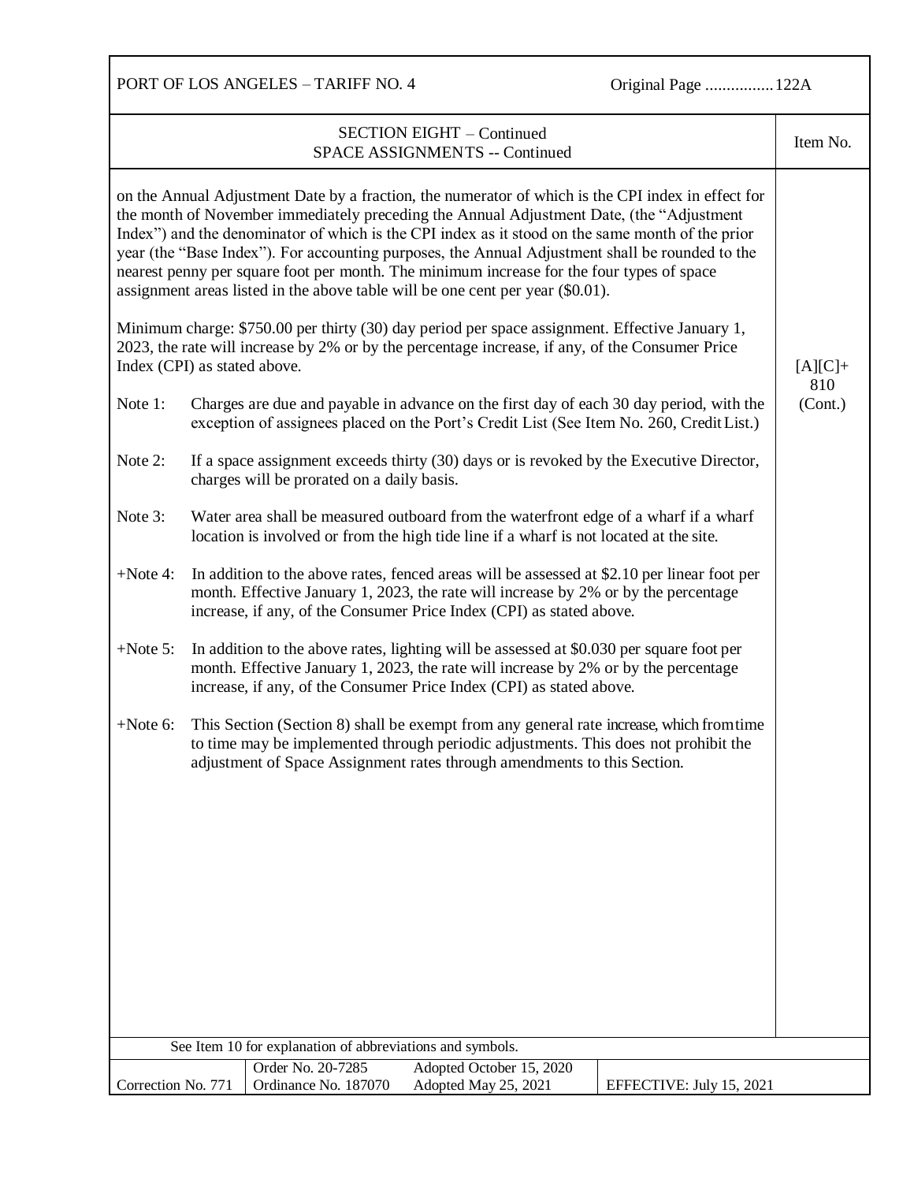SECTION EIGHT – Continued
SPACE ASSIGNMENTS -- Continued

Item No. [A][C]+ 810 (Cont.)

on the Annual Adjustment Date by a fraction, the numerator of which is the CPI index in effect for the month of November immediately preceding the Annual Adjustment Date, (the "Adjustment Index") and the denominator of which is the CPI index as it stood on the same month of the prior year (the "Base Index"). For accounting purposes, the Annual Adjustment shall be rounded to the nearest penny per square foot per month. The minimum increase for the four types of space assignment areas listed in the above table will be one cent per year ($0.01).

Minimum charge: $750.00 per thirty (30) day period per space assignment. Effective January 1, 2023, the rate will increase by 2% or by the percentage increase, if any, of the Consumer Price Index (CPI) as stated above.

Note 1: Charges are due and payable in advance on the first day of each 30 day period, with the exception of assignees placed on the Port's Credit List (See Item No. 260, Credit List.)

Note 2: If a space assignment exceeds thirty (30) days or is revoked by the Executive Director, charges will be prorated on a daily basis.

Note 3: Water area shall be measured outboard from the waterfront edge of a wharf if a wharf location is involved or from the high tide line if a wharf is not located at the site.

+Note 4: In addition to the above rates, fenced areas will be assessed at $2.10 per linear foot per month. Effective January 1, 2023, the rate will increase by 2% or by the percentage increase, if any, of the Consumer Price Index (CPI) as stated above.

+Note 5: In addition to the above rates, lighting will be assessed at $0.030 per square foot per month. Effective January 1, 2023, the rate will increase by 2% or by the percentage increase, if any, of the Consumer Price Index (CPI) as stated above.

+Note 6: This Section (Section 8) shall be exempt from any general rate increase, which from time to time may be implemented through periodic adjustments. This does not prohibit the adjustment of Space Assignment rates through amendments to this Section.

See Item 10 for explanation of abbreviations and symbols.

| | | | |
|---|---|---|---|
| Correction No. 771 | Order No. 20-7285<br>Ordinance No. 187070 | Adopted October 15, 2020<br>Adopted May 25, 2021 | EFFECTIVE: July 15, 2021 |